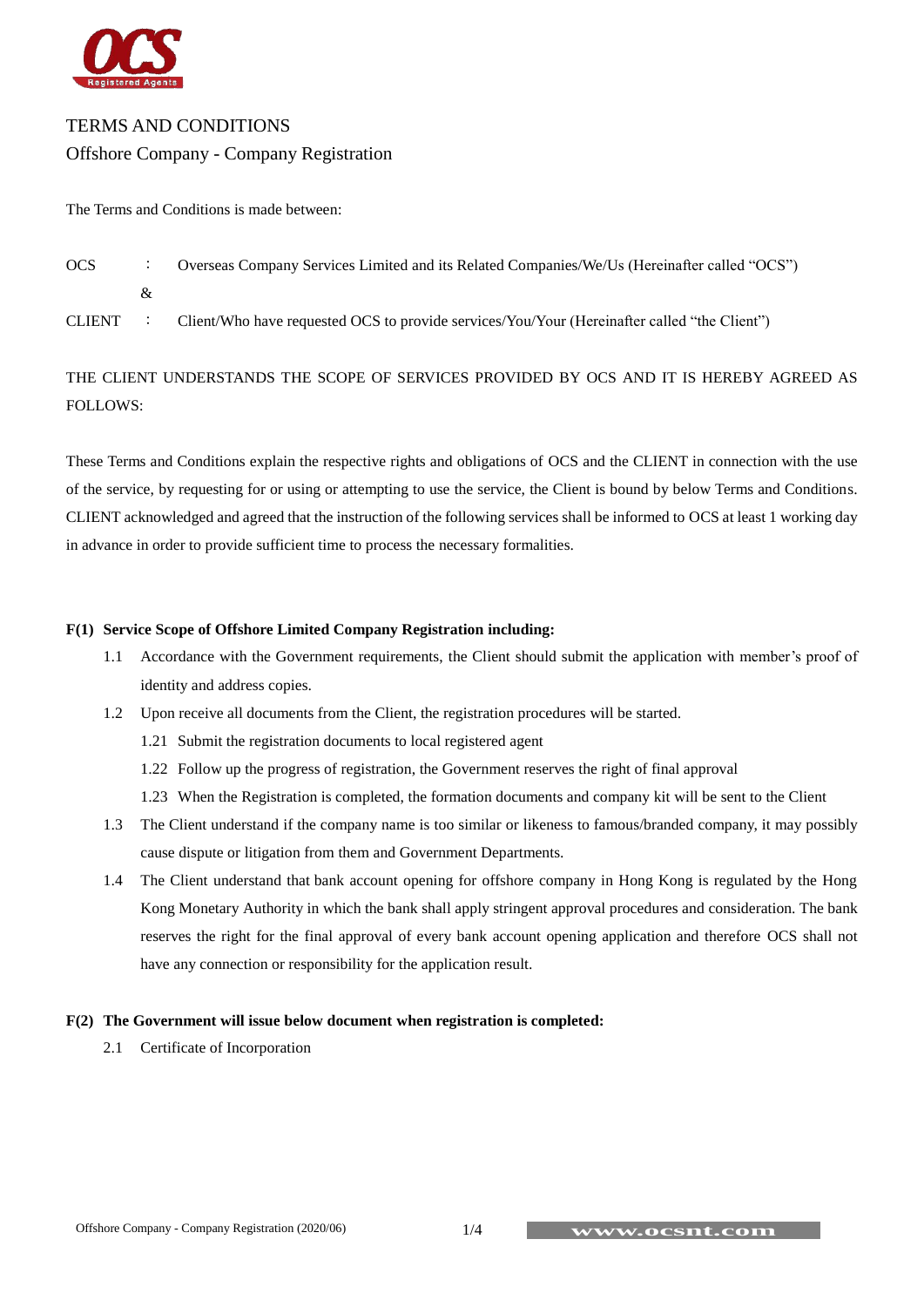# TERMS AND CONDITIONS

## Offshore Company - Company Registration

The Terms and Conditions is made between:

OCS : Overseas Company Services Limited and its Related Companies/We/Us (Hereinafter called "OCS")

&

CLIENT : Client/Who have requested OCS to provide services/You/Your (Hereinafter called "the Client")

THE CLIENT UNDERSTANDS THE SCOPE OF SERVICES PROVIDED BY OCS AND IT IS HEREBY AGREED AS FOLLOWS:

These Terms and Conditions explain the respective rights and obligations of OCS and the CLIENT in connection with the use of the service, by requesting for or using or attempting to use the service, the Client is bound by below Terms and Conditions. CLIENT acknowledged and agreed that the instruction of the following services shall be informed to OCS at least 1 working day in advance in order to provide sufficient time to process the necessary formalities.

**F(1) Service Scope of Offshore Limited Company Registration including:**

1.1 Accordance with the Government requirements, the Client should submit the application with member's proof of identity and address copies.

1.2 Upon receive all documents from the Client, the registration procedures will be started.

 1.21 Submit the registration documents to local registered agent

 1.22 Follow up the progress of registration, the Government reserves the right of final approval

 1.23 When the Registration is completed, the formation documents and company kit will be sent to the Client

1.3 The Client understand if the company name is too similar or likeness to famous/branded company, it may possibly cause dispute or litigation from them and Government Departments.

1.4 The Client understand that bank account opening for offshore company in Hong Kong is regulated by the Hong Kong Monetary Authority in which the bank shall apply stringent approval procedures and consideration. The bank reserves the right for the final approval of every bank account opening application and therefore OCS shall not have any connection or responsibility for the application result.

**F(2) The Government will issue below document when registration is completed:**

2.1 Certificate of Incorporation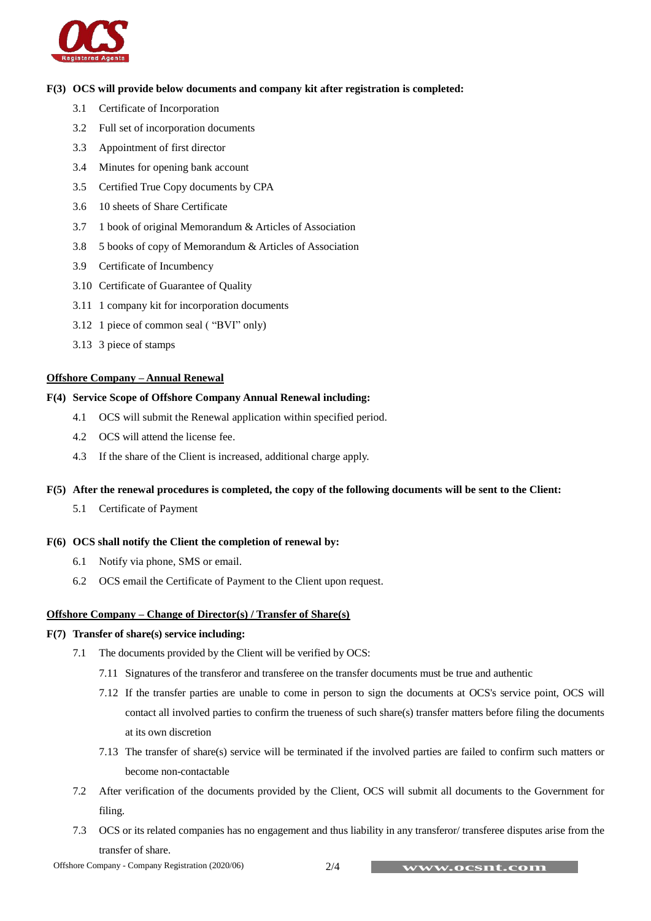**F(3) OCS will provide below documents and company kit after registration is completed:**

3.1 Certificate of Incorporation

3.2 Full set of incorporation documents

3.3 Appointment of first director

3.4 Minutes for opening bank account

3.5 Certified True Copy documents by CPA

3.6 10 sheets of Share Certificate

3.7 1 book of original Memorandum & Articles of Association

3.8 5 books of copy of Memorandum & Articles of Association

3.9 Certificate of Incumbency

3.10 Certificate of Guarantee of Quality

3.11 1 company kit for incorporation documents

3.12 1 piece of common seal ( “BVI” only)

3.13 3 piece of stamps

**Offshore Company – Annual Renewal**

**F(4) Service Scope of Offshore Company Annual Renewal including:**

4.1 OCS will submit the Renewal application within specified period.

4.2 OCS will attend the license fee.

4.3 If the share of the Client is increased, additional charge apply.

**F(5) After the renewal procedures is completed, the copy of the following documents will be sent to the Client:**

5.1 Certificate of Payment

**F(6) OCS shall notify the Client the completion of renewal by:**

6.1 Notify via phone, SMS or email.

6.2 OCS email the Certificate of Payment to the Client upon request.

**Offshore Company – Change of Director(s) / Transfer of Share(s)**

**F(7) Transfer of share(s) service including:**

7.1 The documents provided by the Client will be verified by OCS:

7.11 Signatures of the transferor and transferee on the transfer documents must be true and authentic

7.12 If the transfer parties are unable to come in person to sign the documents at OCS's service point, OCS will contact all involved parties to confirm the trueness of such share(s) transfer matters before filing the documents at its own discretion

7.13 The transfer of share(s) service will be terminated if the involved parties are failed to confirm such matters or become non-contactable

7.2 After verification of the documents provided by the Client, OCS will submit all documents to the Government for filing.

7.3 OCS or its related companies has no engagement and thus liability in any transferor/ transferee disputes arise from the transfer of share.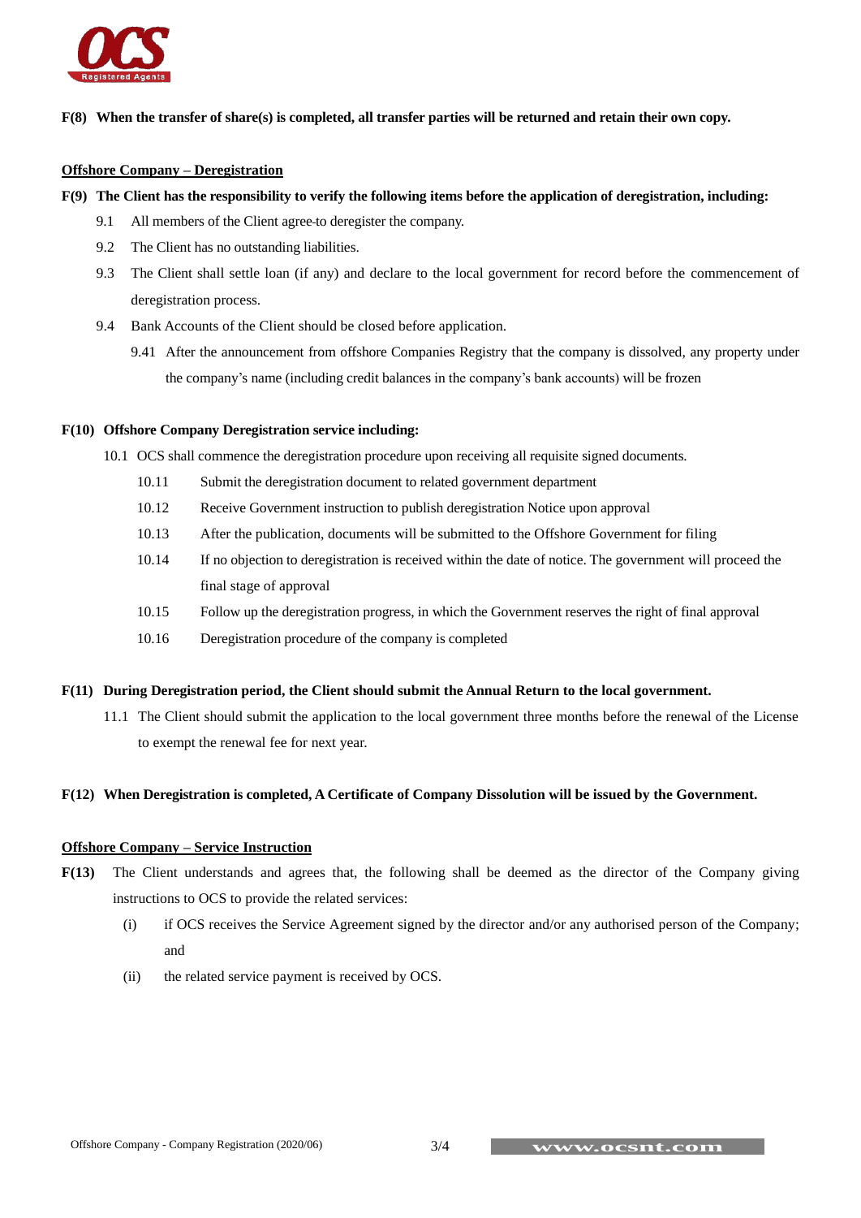**F(8) When the transfer of share(s) is completed, all transfer parties will be returned and retain their own copy.**

**<u>Offshore Company – Deregistration</u>**

**F(9) The Client has the responsibility to verify the following items before the application of deregistration, including:**

9.1 All members of the Client agree to deregister the company.

9.2 The Client has no outstanding liabilities.

9.3 The Client shall settle loan (if any) and declare to the local government for record before the commencement of deregistration process.

9.4 Bank Accounts of the Client should be closed before application.

9.41 After the announcement from offshore Companies Registry that the company is dissolved, any property under the company's name (including credit balances in the company's bank accounts) will be frozen

**F(10) Offshore Company Deregistration service including:**

10.1 OCS shall commence the deregistration procedure upon receiving all requisite signed documents.

10.11 Submit the deregistration document to related government department

10.12 Receive Government instruction to publish deregistration Notice upon approval

10.13 After the publication, documents will be submitted to the Offshore Government for filing

10.14 If no objection to deregistration is received within the date of notice. The government will proceed the final stage of approval

10.15 Follow up the deregistration progress, in which the Government reserves the right of final approval

10.16 Deregistration procedure of the company is completed

**F(11) During Deregistration period, the Client should submit the Annual Return to the local government.**

11.1 The Client should submit the application to the local government three months before the renewal of the License to exempt the renewal fee for next year.

**F(12) When Deregistration is completed, A Certificate of Company Dissolution will be issued by the Government.**

**<u>Offshore Company – Service Instruction</u>**

**F(13)** The Client understands and agrees that, the following shall be deemed as the director of the Company giving instructions to OCS to provide the related services:

(i) if OCS receives the Service Agreement signed by the director and/or any authorised person of the Company; and

(ii) the related service payment is received by OCS.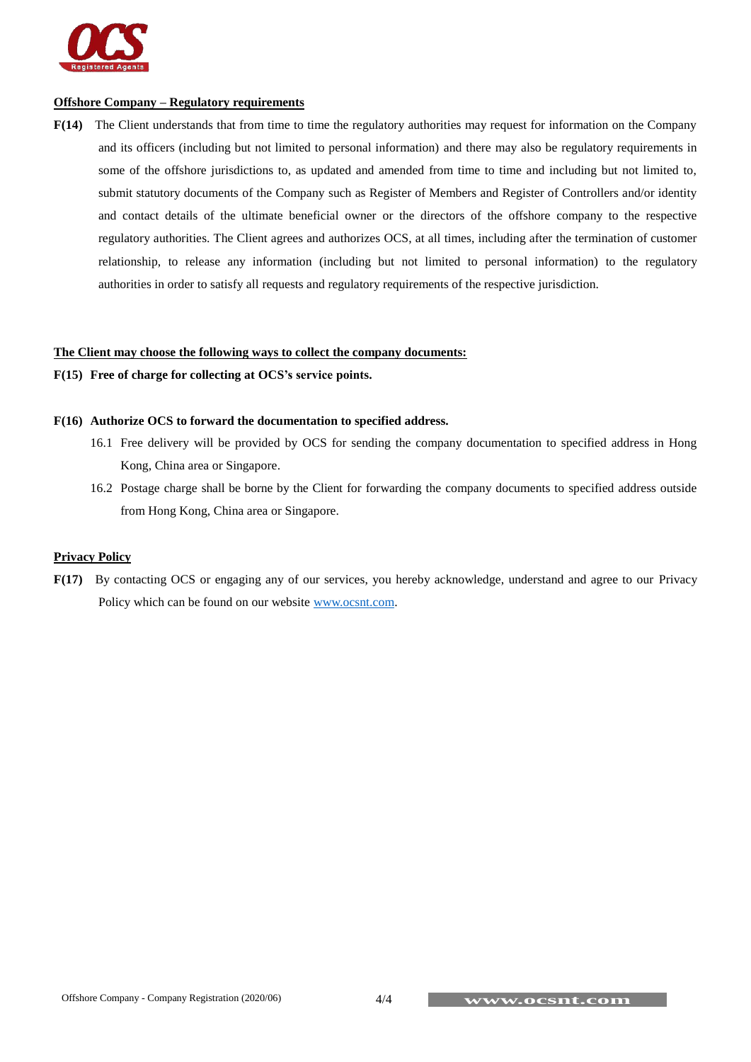**Offshore Company – Regulatory requirements**

**F(14)** The Client understands that from time to time the regulatory authorities may request for information on the Company and its officers (including but not limited to personal information) and there may also be regulatory requirements in some of the offshore jurisdictions to, as updated and amended from time to time and including but not limited to, submit statutory documents of the Company such as Register of Members and Register of Controllers and/or identity and contact details of the ultimate beneficial owner or the directors of the offshore company to the respective regulatory authorities. The Client agrees and authorizes OCS, at all times, including after the termination of customer relationship, to release any information (including but not limited to personal information) to the regulatory authorities in order to satisfy all requests and regulatory requirements of the respective jurisdiction.

**The Client may choose the following ways to collect the company documents:**

**F(15) Free of charge for collecting at OCS's service points.**

**F(16) Authorize OCS to forward the documentation to specified address.**

16.1 Free delivery will be provided by OCS for sending the company documentation to specified address in Hong Kong, China area or Singapore.

16.2 Postage charge shall be borne by the Client for forwarding the company documents to specified address outside from Hong Kong, China area or Singapore.

**Privacy Policy**

**F(17)** By contacting OCS or engaging any of our services, you hereby acknowledge, understand and agree to our Privacy Policy which can be found on our website www.ocsnt.com.